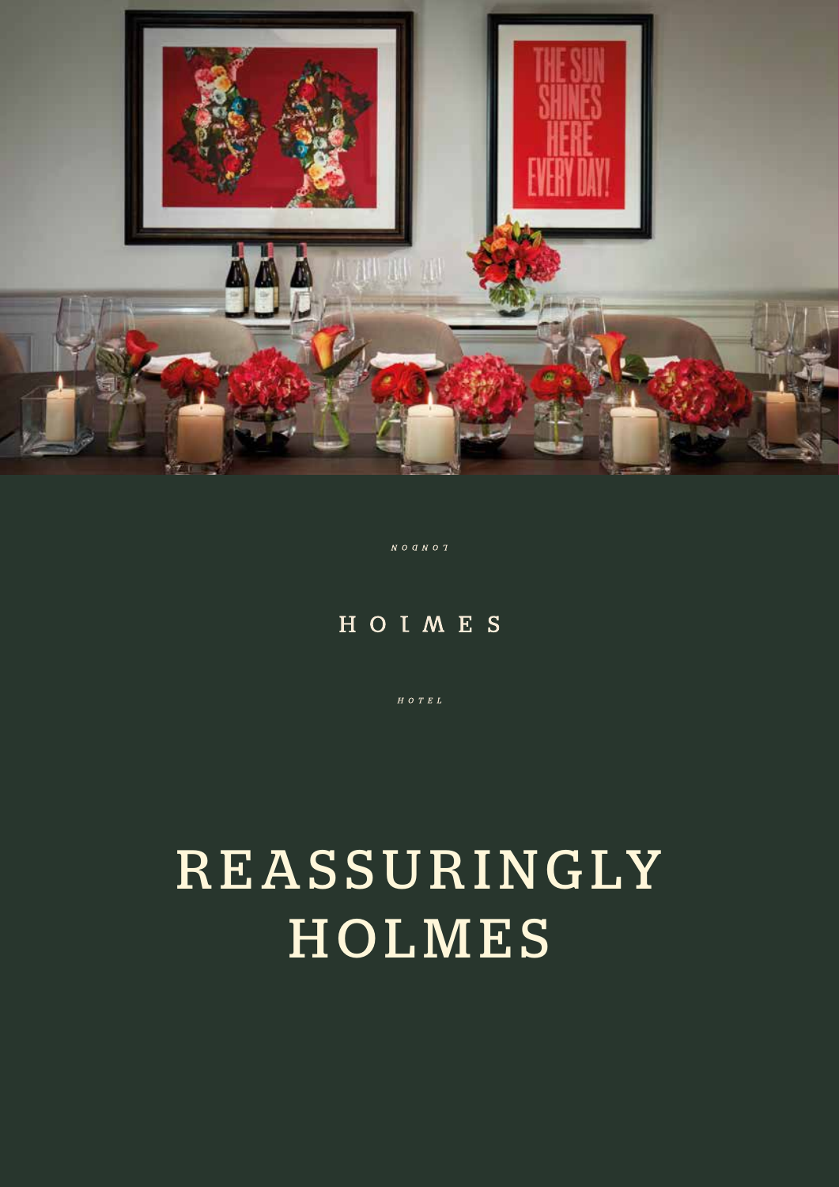LONDON

HOLMES

HOTEL

# REASSURINGLY HOLMES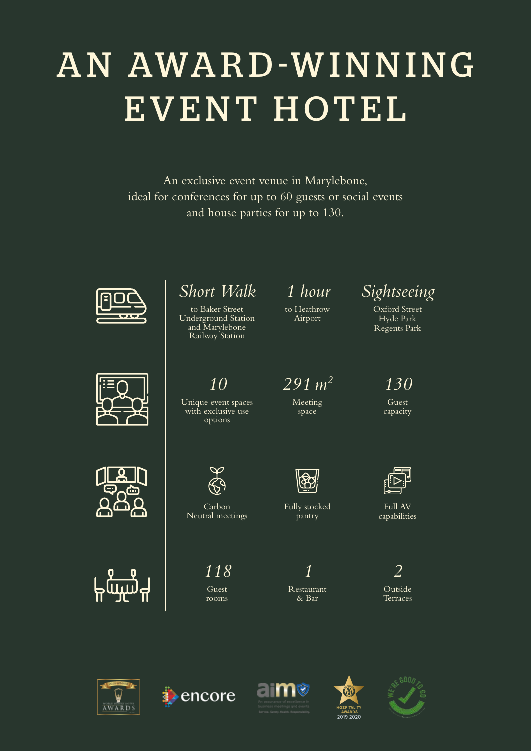# AN AWARD-WINNING EVENT HOTEL

An exclusive event venue in Marylebone, ideal for conferences for up to 60 guests or social events and house parties for up to 130.

*Short Walk*
to Baker Street Underground Station and Marylebone Railway Station

*1 hour*
to Heathrow Airport

*Sightseeing*
Oxford Street
Hyde Park
Regents Park

*10*
Unique event spaces with exclusive use options

*291 $m^2$*
Meeting space

*130*
Guest capacity

Carbon Neutral meetings

Fully stocked pantry

Full AV capabilities

*118*
Guest rooms

*1*
Restaurant & Bar

*2*
Outside Terraces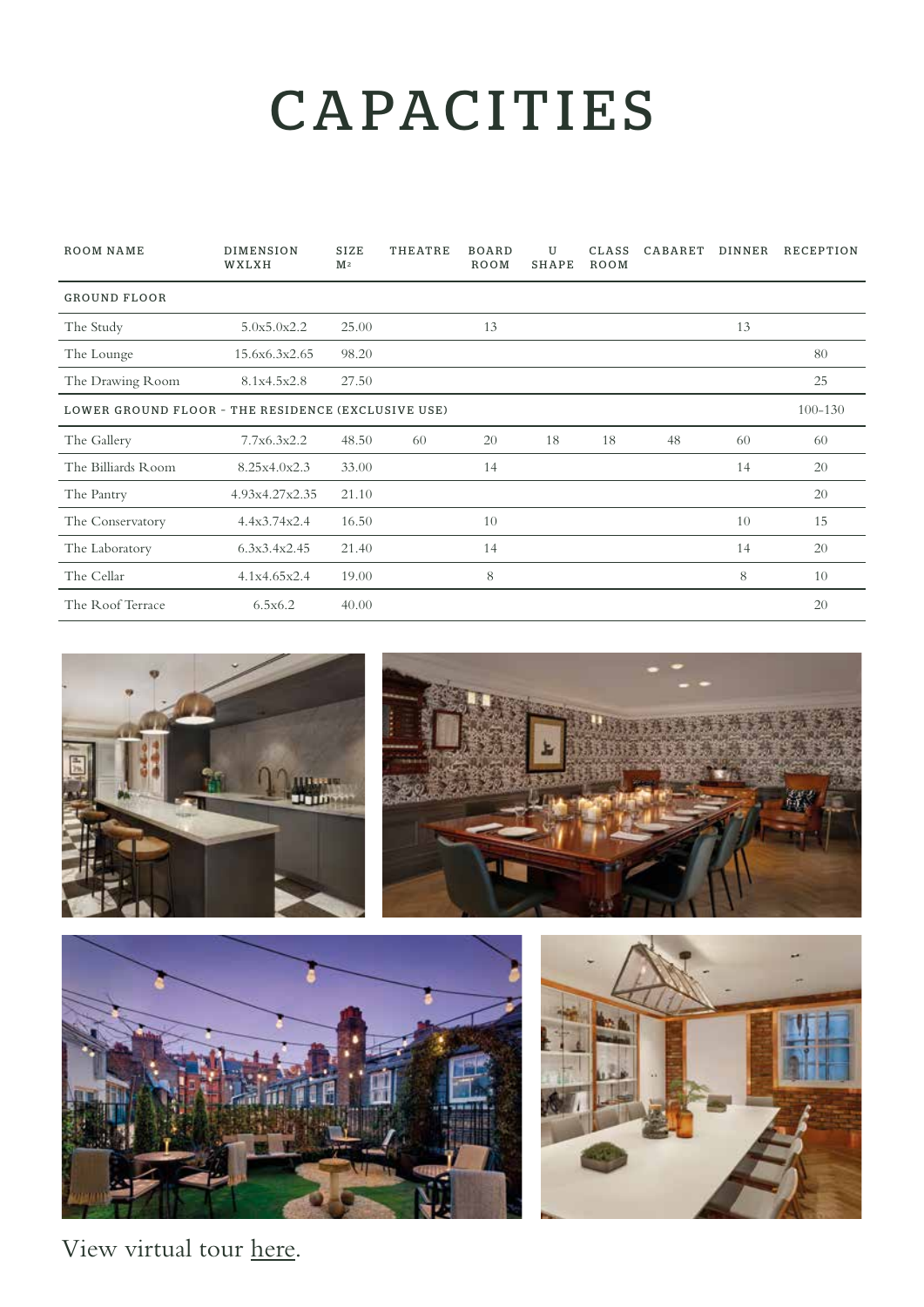# CAPACITIES

| ROOM NAME | DIMENSION WXLXH | SIZE M² | THEATRE | BOARD ROOM | U SHAPE | CLASS ROOM | CABARET | DINNER | RECEPTION |
|---|---|---|---|---|---|---|---|---|---|
| **GROUND FLOOR** | | | | | | | | | |
| The Study | 5.0x5.0x2.2 | 25.00 | | 13 | | | | 13 | |
| The Lounge | 15.6x6.3x2.65 | 98.20 | | | | | | | 80 |
| The Drawing Room | 8.1x4.5x2.8 | 27.50 | | | | | | | 25 |
| **LOWER GROUND FLOOR - THE RESIDENCE (EXCLUSIVE USE)** | | | | | | | | | 100-130 |
| The Gallery | 7.7x6.3x2.2 | 48.50 | 60 | 20 | 18 | 18 | 48 | 60 | 60 |
| The Billiards Room | 8.25x4.0x2.3 | 33.00 | | 14 | | | | 14 | 20 |
| The Pantry | 4.93x4.27x2.35 | 21.10 | | | | | | | 20 |
| The Conservatory | 4.4x3.74x2.4 | 16.50 | | 10 | | | | 10 | 15 |
| The Laboratory | 6.3x3.4x2.45 | 21.40 | | 14 | | | | 14 | 20 |
| The Cellar | 4.1x4.65x2.4 | 19.00 | | 8 | | | | 8 | 10 |
| The Roof Terrace | 6.5x6.2 | 40.00 | | | | | | | 20 |

View virtual tour here.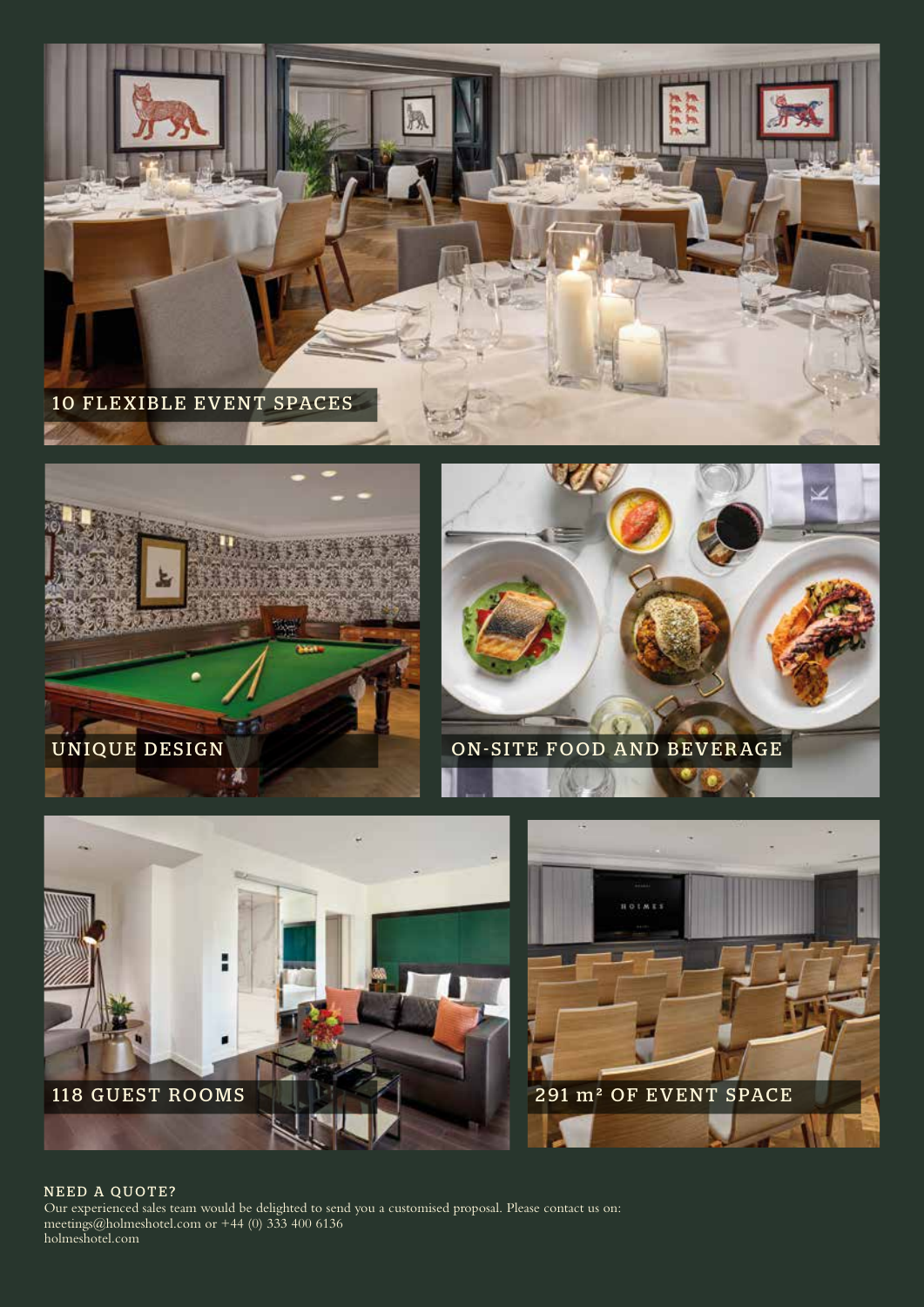10 FLEXIBLE EVENT SPACES

UNIQUE DESIGN

ON-SITE FOOD AND BEVERAGE

118 GUEST ROOMS

291 m² OF EVENT SPACE

**NEED A QUOTE?**

Our experienced sales team would be delighted to send you a customised proposal. Please contact us on:
meetings@holmeshotel.com or +44 (0) 333 400 6136
holmeshotel.com